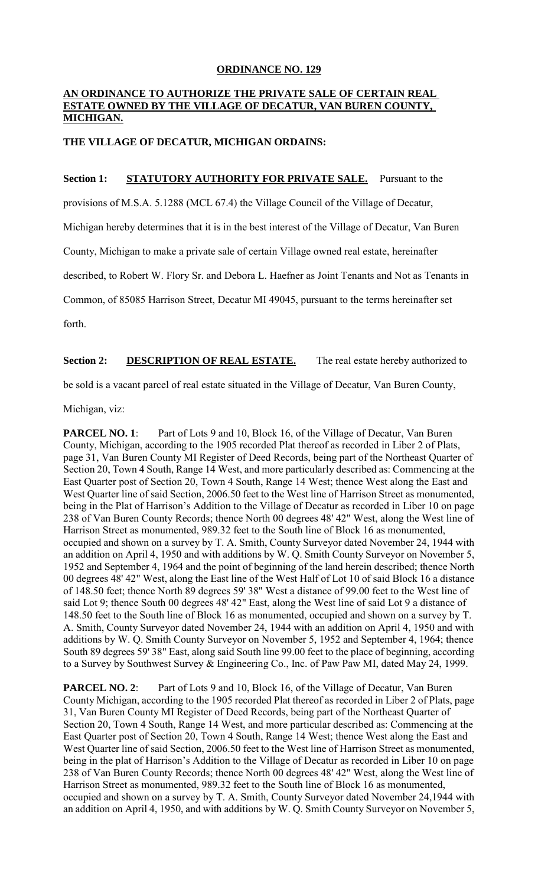**ORDINANCE NO. 129**

**AN ORDINANCE TO AUTHORIZE THE PRIVATE SALE OF CERTAIN REAL ESTATE OWNED BY THE VILLAGE OF DECATUR, VAN BUREN COUNTY, MICHIGAN.**

**THE VILLAGE OF DECATUR, MICHIGAN ORDAINS:**

**Section 1: STATUTORY AUTHORITY FOR PRIVATE SALE.** Pursuant to the provisions of M.S.A. 5.1288 (MCL 67.4) the Village Council of the Village of Decatur, Michigan hereby determines that it is in the best interest of the Village of Decatur, Van Buren County, Michigan to make a private sale of certain Village owned real estate, hereinafter described, to Robert W. Flory Sr. and Debora L. Haefner as Joint Tenants and Not as Tenants in Common, of 85085 Harrison Street, Decatur MI 49045, pursuant to the terms hereinafter set forth.

**Section 2: DESCRIPTION OF REAL ESTATE.** The real estate hereby authorized to be sold is a vacant parcel of real estate situated in the Village of Decatur, Van Buren County, Michigan, viz:

**PARCEL NO. 1**: Part of Lots 9 and 10, Block 16, of the Village of Decatur, Van Buren County, Michigan, according to the 1905 recorded Plat thereof as recorded in Liber 2 of Plats, page 31, Van Buren County MI Register of Deed Records, being part of the Northeast Quarter of Section 20, Town 4 South, Range 14 West, and more particularly described as: Commencing at the East Quarter post of Section 20, Town 4 South, Range 14 West; thence West along the East and West Quarter line of said Section, 2006.50 feet to the West line of Harrison Street as monumented, being in the Plat of Harrison's Addition to the Village of Decatur as recorded in Liber 10 on page 238 of Van Buren County Records; thence North 00 degrees 48' 42" West, along the West line of Harrison Street as monumented, 989.32 feet to the South line of Block 16 as monumented, occupied and shown on a survey by T. A. Smith, County Surveyor dated November 24, 1944 with an addition on April 4, 1950 and with additions by W. Q. Smith County Surveyor on November 5, 1952 and September 4, 1964 and the point of beginning of the land herein described; thence North 00 degrees 48' 42" West, along the East line of the West Half of Lot 10 of said Block 16 a distance of 148.50 feet; thence North 89 degrees 59' 38" West a distance of 99.00 feet to the West line of said Lot 9; thence South 00 degrees 48' 42" East, along the West line of said Lot 9 a distance of 148.50 feet to the South line of Block 16 as monumented, occupied and shown on a survey by T. A. Smith, County Surveyor dated November 24, 1944 with an addition on April 4, 1950 and with additions by W. Q. Smith County Surveyor on November 5, 1952 and September 4, 1964; thence South 89 degrees 59' 38" East, along said South line 99.00 feet to the place of beginning, according to a Survey by Southwest Survey & Engineering Co., Inc. of Paw Paw MI, dated May 24, 1999.

**PARCEL NO. 2**: Part of Lots 9 and 10, Block 16, of the Village of Decatur, Van Buren County Michigan, according to the 1905 recorded Plat thereof as recorded in Liber 2 of Plats, page 31, Van Buren County MI Register of Deed Records, being part of the Northeast Quarter of Section 20, Town 4 South, Range 14 West, and more particular described as: Commencing at the East Quarter post of Section 20, Town 4 South, Range 14 West; thence West along the East and West Quarter line of said Section, 2006.50 feet to the West line of Harrison Street as monumented, being in the plat of Harrison's Addition to the Village of Decatur as recorded in Liber 10 on page 238 of Van Buren County Records; thence North 00 degrees 48' 42" West, along the West line of Harrison Street as monumented, 989.32 feet to the South line of Block 16 as monumented, occupied and shown on a survey by T. A. Smith, County Surveyor dated November 24,1944 with an addition on April 4, 1950, and with additions by W. Q. Smith County Surveyor on November 5,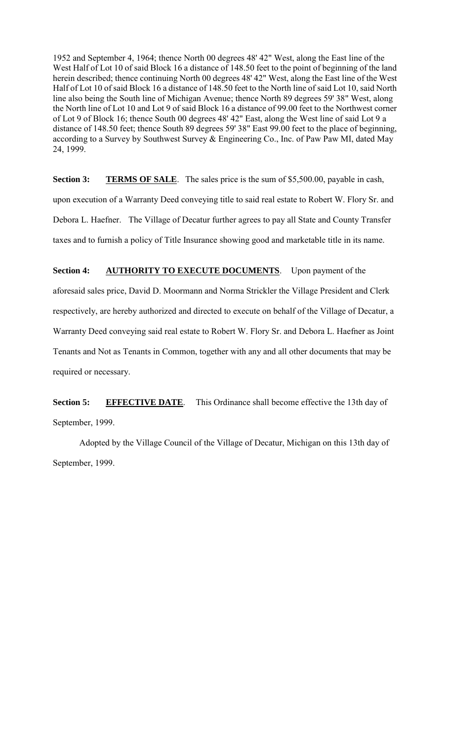1952 and September 4, 1964; thence North 00 degrees 48' 42" West, along the East line of the West Half of Lot 10 of said Block 16 a distance of 148.50 feet to the point of beginning of the land herein described; thence continuing North 00 degrees 48' 42" West, along the East line of the West Half of Lot 10 of said Block 16 a distance of 148.50 feet to the North line of said Lot 10, said North line also being the South line of Michigan Avenue; thence North 89 degrees 59' 38" West, along the North line of Lot 10 and Lot 9 of said Block 16 a distance of 99.00 feet to the Northwest corner of Lot 9 of Block 16; thence South 00 degrees 48' 42" East, along the West line of said Lot 9 a distance of 148.50 feet; thence South 89 degrees 59' 38" East 99.00 feet to the place of beginning, according to a Survey by Southwest Survey & Engineering Co., Inc. of Paw Paw MI, dated May 24, 1999.

**Section 3:** **TERMS OF SALE**. The sales price is the sum of $5,500.00, payable in cash, upon execution of a Warranty Deed conveying title to said real estate to Robert W. Flory Sr. and Debora L. Haefner. The Village of Decatur further agrees to pay all State and County Transfer taxes and to furnish a policy of Title Insurance showing good and marketable title in its name.

**Section 4:** **AUTHORITY TO EXECUTE DOCUMENTS**. Upon payment of the aforesaid sales price, David D. Moormann and Norma Strickler the Village President and Clerk respectively, are hereby authorized and directed to execute on behalf of the Village of Decatur, a Warranty Deed conveying said real estate to Robert W. Flory Sr. and Debora L. Haefner as Joint Tenants and Not as Tenants in Common, together with any and all other documents that may be required or necessary.

**Section 5:** **EFFECTIVE DATE**. This Ordinance shall become effective the 13th day of September, 1999.

Adopted by the Village Council of the Village of Decatur, Michigan on this 13th day of September, 1999.